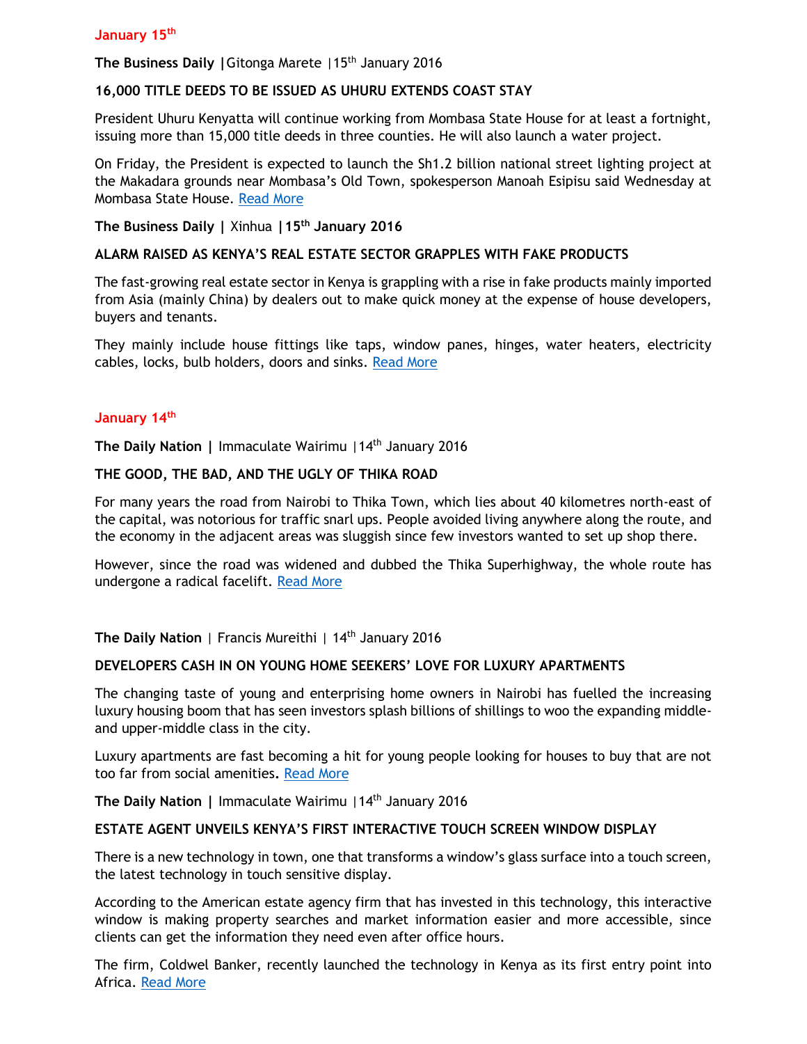## January 15th

**The Business Daily |** Gitonga Marete |15th January 2016

### 16,000 TITLE DEEDS TO BE ISSUED AS UHURU EXTENDS COAST STAY

President Uhuru Kenyatta will continue working from Mombasa State House for at least a fortnight, issuing more than 15,000 title deeds in three counties. He will also launch a water project.

On Friday, the President is expected to launch the Sh1.2 billion national street lighting project at the Makadara grounds near Mombasa's Old Town, spokesperson Manoah Esipisu said Wednesday at Mombasa State House. Read More

**The Business Daily |** Xinhua **|15th January 2016**

### ALARM RAISED AS KENYA'S REAL ESTATE SECTOR GRAPPLES WITH FAKE PRODUCTS

The fast-growing real estate sector in Kenya is grappling with a rise in fake products mainly imported from Asia (mainly China) by dealers out to make quick money at the expense of house developers, buyers and tenants.

They mainly include house fittings like taps, window panes, hinges, water heaters, electricity cables, locks, bulb holders, doors and sinks. Read More

## January 14th

**The Daily Nation |** Immaculate Wairimu |14th January 2016

### THE GOOD, THE BAD, AND THE UGLY OF THIKA ROAD

For many years the road from Nairobi to Thika Town, which lies about 40 kilometres north-east of the capital, was notorious for traffic snarl ups. People avoided living anywhere along the route, and the economy in the adjacent areas was sluggish since few investors wanted to set up shop there.

However, since the road was widened and dubbed the Thika Superhighway, the whole route has undergone a radical facelift. Read More

**The Daily Nation** | Francis Mureithi | 14th January 2016

### DEVELOPERS CASH IN ON YOUNG HOME SEEKERS' LOVE FOR LUXURY APARTMENTS

The changing taste of young and enterprising home owners in Nairobi has fuelled the increasing luxury housing boom that has seen investors splash billions of shillings to woo the expanding middle- and upper-middle class in the city.

Luxury apartments are fast becoming a hit for young people looking for houses to buy that are not too far from social amenities. Read More

**The Daily Nation |** Immaculate Wairimu |14th January 2016

### ESTATE AGENT UNVEILS KENYA'S FIRST INTERACTIVE TOUCH SCREEN WINDOW DISPLAY

There is a new technology in town, one that transforms a window's glass surface into a touch screen, the latest technology in touch sensitive display.

According to the American estate agency firm that has invested in this technology, this interactive window is making property searches and market information easier and more accessible, since clients can get the information they need even after office hours.

The firm, Coldwel Banker, recently launched the technology in Kenya as its first entry point into Africa. Read More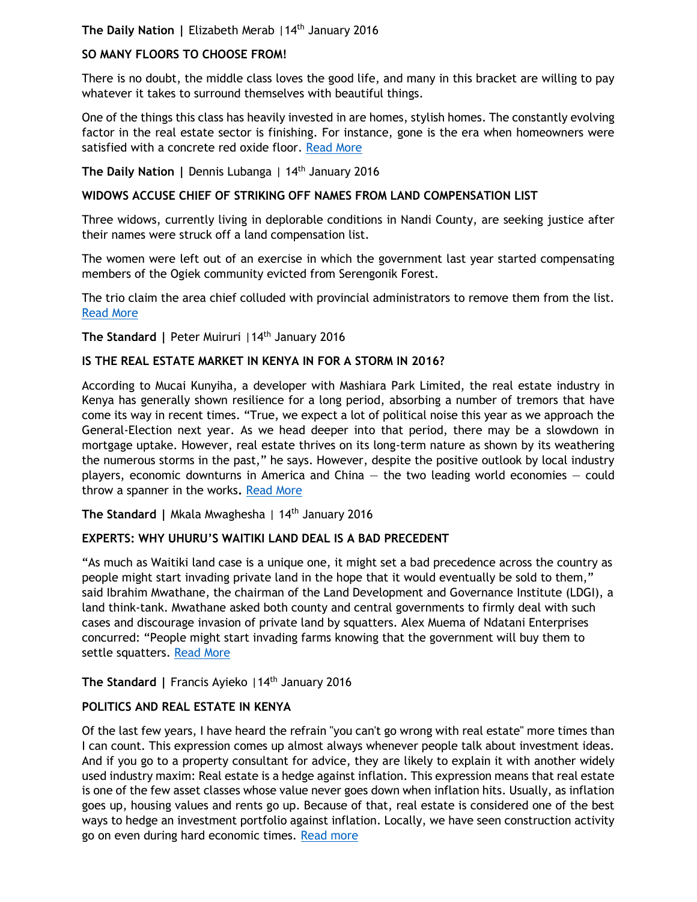**The Daily Nation |** Elizabeth Merab |14th January 2016

**SO MANY FLOORS TO CHOOSE FROM!**

There is no doubt, the middle class loves the good life, and many in this bracket are willing to pay whatever it takes to surround themselves with beautiful things.

One of the things this class has heavily invested in are homes, stylish homes. The constantly evolving factor in the real estate sector is finishing. For instance, gone is the era when homeowners were satisfied with a concrete red oxide floor. Read More

**The Daily Nation |** Dennis Lubanga | 14th January 2016

**WIDOWS ACCUSE CHIEF OF STRIKING OFF NAMES FROM LAND COMPENSATION LIST**

Three widows, currently living in deplorable conditions in Nandi County, are seeking justice after their names were struck off a land compensation list.

The women were left out of an exercise in which the government last year started compensating members of the Ogiek community evicted from Serengonik Forest.

The trio claim the area chief colluded with provincial administrators to remove them from the list. Read More

**The Standard |** Peter Muiruri |14th January 2016

**IS THE REAL ESTATE MARKET IN KENYA IN FOR A STORM IN 2016?**

According to Mucai Kunyiha, a developer with Mashiara Park Limited, the real estate industry in Kenya has generally shown resilience for a long period, absorbing a number of tremors that have come its way in recent times. "True, we expect a lot of political noise this year as we approach the General-Election next year. As we head deeper into that period, there may be a slowdown in mortgage uptake. However, real estate thrives on its long-term nature as shown by its weathering the numerous storms in the past," he says. However, despite the positive outlook by local industry players, economic downturns in America and China — the two leading world economies — could throw a spanner in the works. Read More

**The Standard |** Mkala Mwaghesha | 14th January 2016

**EXPERTS: WHY UHURU'S WAITIKI LAND DEAL IS A BAD PRECEDENT**

"As much as Waitiki land case is a unique one, it might set a bad precedence across the country as people might start invading private land in the hope that it would eventually be sold to them," said Ibrahim Mwathane, the chairman of the Land Development and Governance Institute (LDGI), a land think-tank. Mwathane asked both county and central governments to firmly deal with such cases and discourage invasion of private land by squatters. Alex Muema of Ndatani Enterprises concurred: "People might start invading farms knowing that the government will buy them to settle squatters. Read More

**The Standard |** Francis Ayieko |14th January 2016

**POLITICS AND REAL ESTATE IN KENYA**

Of the last few years, I have heard the refrain "you can't go wrong with real estate" more times than I can count. This expression comes up almost always whenever people talk about investment ideas. And if you go to a property consultant for advice, they are likely to explain it with another widely used industry maxim: Real estate is a hedge against inflation. This expression means that real estate is one of the few asset classes whose value never goes down when inflation hits. Usually, as inflation goes up, housing values and rents go up. Because of that, real estate is considered one of the best ways to hedge an investment portfolio against inflation. Locally, we have seen construction activity go on even during hard economic times. Read more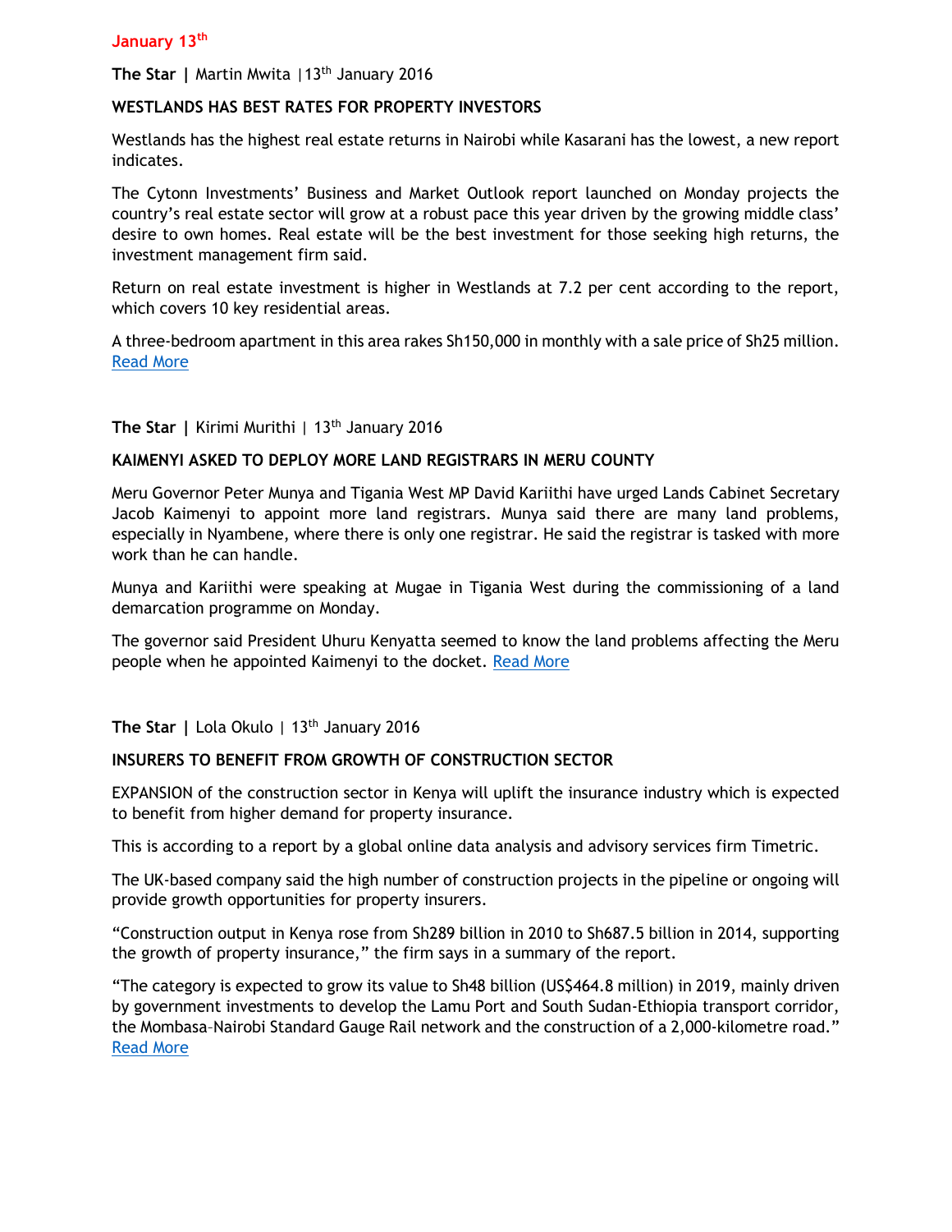**January 13th**

**The Star |** Martin Mwita |13th January 2016

**WESTLANDS HAS BEST RATES FOR PROPERTY INVESTORS**

Westlands has the highest real estate returns in Nairobi while Kasarani has the lowest, a new report indicates.

The Cytonn Investments' Business and Market Outlook report launched on Monday projects the country's real estate sector will grow at a robust pace this year driven by the growing middle class' desire to own homes. Real estate will be the best investment for those seeking high returns, the investment management firm said.

Return on real estate investment is higher in Westlands at 7.2 per cent according to the report, which covers 10 key residential areas.

A three-bedroom apartment in this area rakes Sh150,000 in monthly with a sale price of Sh25 million. Read More

**The Star |** Kirimi Murithi | 13th January 2016

**KAIMENYI ASKED TO DEPLOY MORE LAND REGISTRARS IN MERU COUNTY**

Meru Governor Peter Munya and Tigania West MP David Kariithi have urged Lands Cabinet Secretary Jacob Kaimenyi to appoint more land registrars. Munya said there are many land problems, especially in Nyambene, where there is only one registrar. He said the registrar is tasked with more work than he can handle.

Munya and Kariithi were speaking at Mugae in Tigania West during the commissioning of a land demarcation programme on Monday.

The governor said President Uhuru Kenyatta seemed to know the land problems affecting the Meru people when he appointed Kaimenyi to the docket. Read More

**The Star |** Lola Okulo | 13th January 2016

**INSURERS TO BENEFIT FROM GROWTH OF CONSTRUCTION SECTOR**

EXPANSION of the construction sector in Kenya will uplift the insurance industry which is expected to benefit from higher demand for property insurance.

This is according to a report by a global online data analysis and advisory services firm Timetric.

The UK-based company said the high number of construction projects in the pipeline or ongoing will provide growth opportunities for property insurers.

"Construction output in Kenya rose from Sh289 billion in 2010 to Sh687.5 billion in 2014, supporting the growth of property insurance," the firm says in a summary of the report.

"The category is expected to grow its value to Sh48 billion (US$464.8 million) in 2019, mainly driven by government investments to develop the Lamu Port and South Sudan-Ethiopia transport corridor, the Mombasa–Nairobi Standard Gauge Rail network and the construction of a 2,000-kilometre road." Read More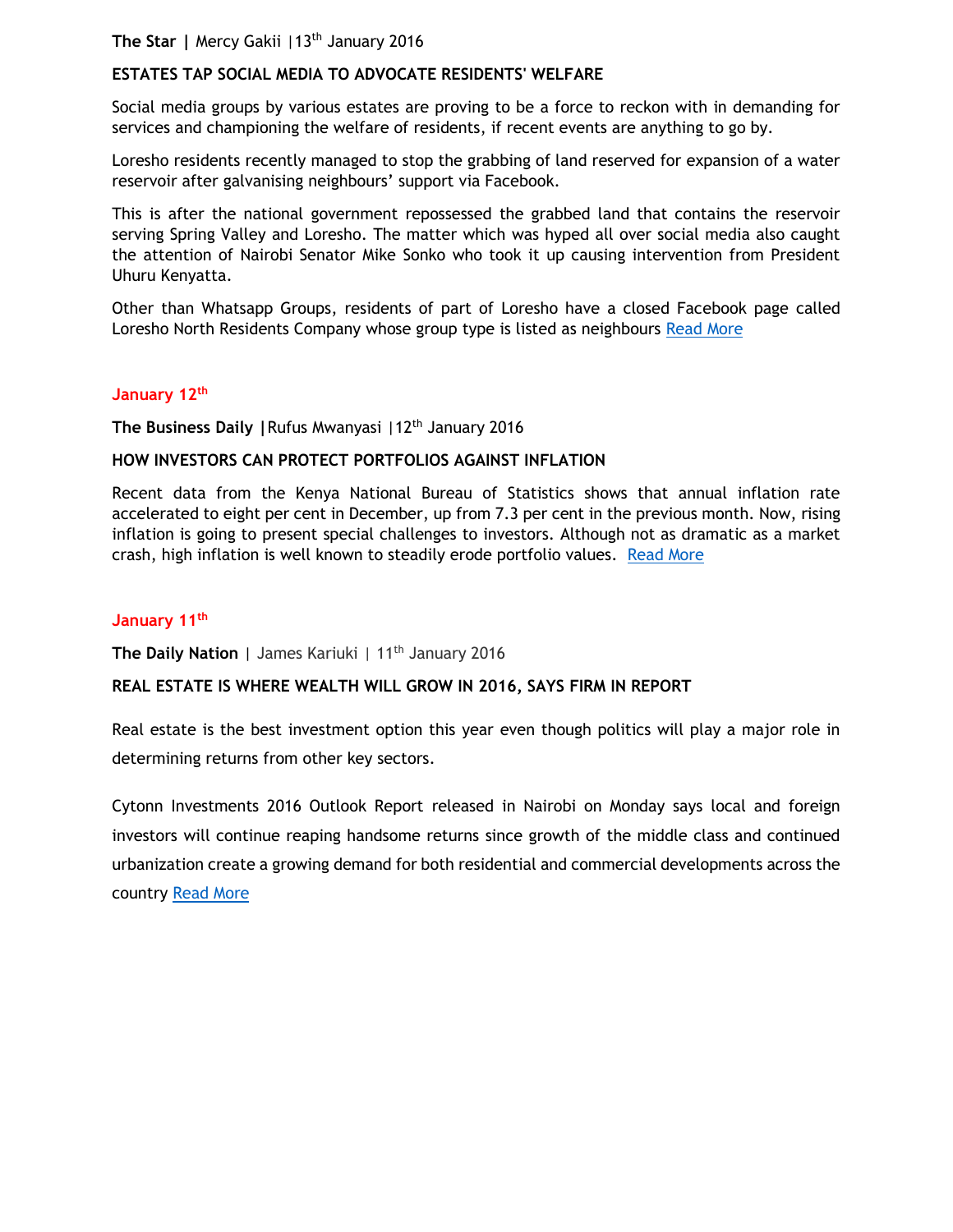**The Star |** Mercy Gakii |13th January 2016

**ESTATES TAP SOCIAL MEDIA TO ADVOCATE RESIDENTS' WELFARE**

Social media groups by various estates are proving to be a force to reckon with in demanding for services and championing the welfare of residents, if recent events are anything to go by.

Loresho residents recently managed to stop the grabbing of land reserved for expansion of a water reservoir after galvanising neighbours' support via Facebook.

This is after the national government repossessed the grabbed land that contains the reservoir serving Spring Valley and Loresho. The matter which was hyped all over social media also caught the attention of Nairobi Senator Mike Sonko who took it up causing intervention from President Uhuru Kenyatta.

Other than Whatsapp Groups, residents of part of Loresho have a closed Facebook page called Loresho North Residents Company whose group type is listed as neighbours Read More

## January 12th

**The Business Daily |**Rufus Mwanyasi |12th January 2016

**HOW INVESTORS CAN PROTECT PORTFOLIOS AGAINST INFLATION**

Recent data from the Kenya National Bureau of Statistics shows that annual inflation rate accelerated to eight per cent in December, up from 7.3 per cent in the previous month. Now, rising inflation is going to present special challenges to investors. Although not as dramatic as a market crash, high inflation is well known to steadily erode portfolio values. Read More

## January 11th

**The Daily Nation** | James Kariuki | 11th January 2016

**REAL ESTATE IS WHERE WEALTH WILL GROW IN 2016, SAYS FIRM IN REPORT**

Real estate is the best investment option this year even though politics will play a major role in determining returns from other key sectors.

Cytonn Investments 2016 Outlook Report released in Nairobi on Monday says local and foreign investors will continue reaping handsome returns since growth of the middle class and continued urbanization create a growing demand for both residential and commercial developments across the country Read More